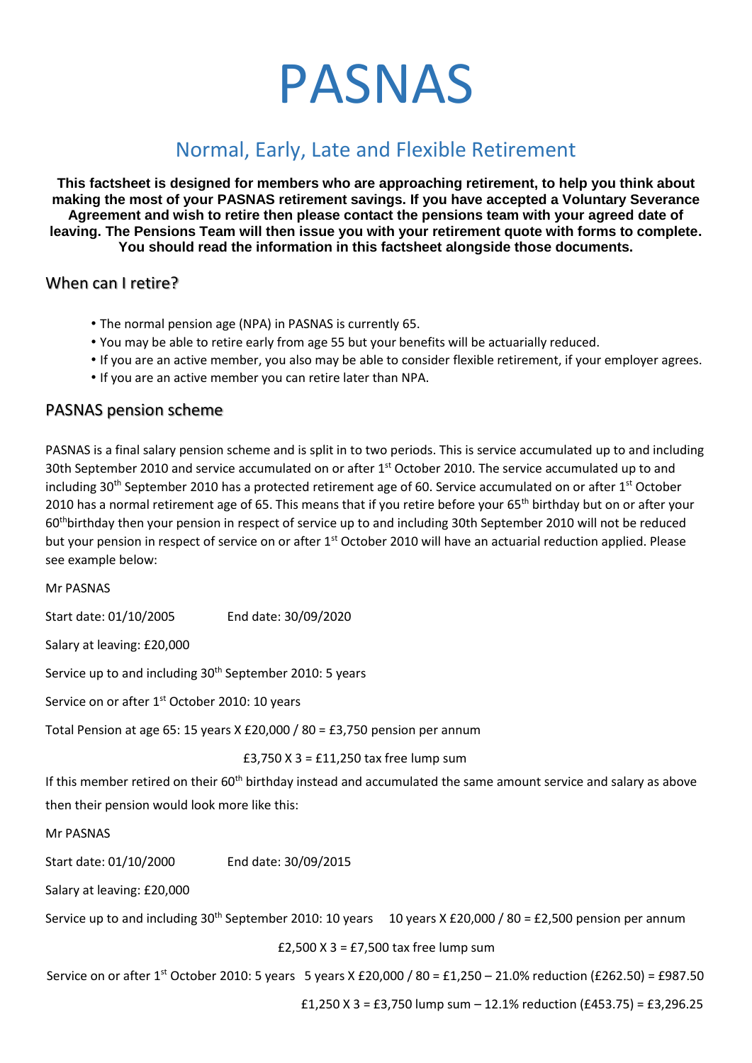# PASNAS

## Normal, Early, Late and Flexible Retirement

**This factsheet is designed for members who are approaching retirement, to help you think about making the most of your PASNAS retirement savings. If you have accepted a Voluntary Severance Agreement and wish to retire then please contact the pensions team with your agreed date of leaving. The Pensions Team will then issue you with your retirement quote with forms to complete. You should read the information in this factsheet alongside those documents.**

### When can I retire?

- The normal pension age (NPA) in PASNAS is currently 65.
- You may be able to retire early from age 55 but your benefits will be actuarially reduced.
- If you are an active member, you also may be able to consider flexible retirement, if your employer agrees.
- If you are an active member you can retire later than NPA.

### PASNAS pension scheme

PASNAS is a final salary pension scheme and is split in to two periods. This is service accumulated up to and including 30th September 2010 and service accumulated on or after 1st October 2010. The service accumulated up to and including 30th September 2010 has a protected retirement age of 60. Service accumulated on or after 1st October 2010 has a normal retirement age of 65. This means that if you retire before your 65th birthday but on or after your 60th birthday then your pension in respect of service up to and including 30th September 2010 will not be reduced but your pension in respect of service on or after 1st October 2010 will have an actuarial reduction applied. Please see example below:

Mr PASNAS

Start date: 01/10/2005 End date: 30/09/2020

Salary at leaving: £20,000

Service up to and including 30th September 2010: 5 years

Service on or after 1st October 2010: 10 years

Total Pension at age 65: 15 years X £20,000 / 80 = £3,750 pension per annum

£3,750 X 3 = £11,250 tax free lump sum

If this member retired on their 60th birthday instead and accumulated the same amount service and salary as above then their pension would look more like this:

Mr PASNAS

Start date: 01/10/2000 End date: 30/09/2015

Salary at leaving: £20,000

Service up to and including 30th September 2010: 10 years 10 years X £20,000 / 80 = £2,500 pension per annum

£2,500 X 3 = £7,500 tax free lump sum

Service on or after 1st October 2010: 5 years 5 years X £20,000 / 80 = £1,250 – 21.0% reduction (£262.50) = £987.50

£1,250 X 3 = £3,750 lump sum – 12.1% reduction (£453.75) = £3,296.25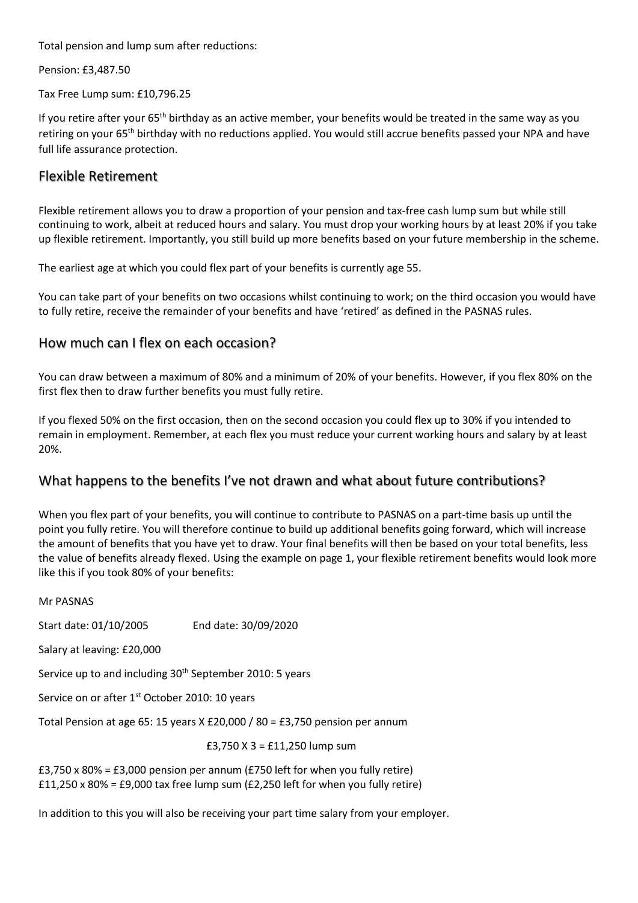Total pension and lump sum after reductions:

Pension: £3,487.50

Tax Free Lump sum: £10,796.25

If you retire after your 65th birthday as an active member, your benefits would be treated in the same way as you retiring on your 65th birthday with no reductions applied. You would still accrue benefits passed your NPA and have full life assurance protection.

## Flexible Retirement

Flexible retirement allows you to draw a proportion of your pension and tax-free cash lump sum but while still continuing to work, albeit at reduced hours and salary. You must drop your working hours by at least 20% if you take up flexible retirement. Importantly, you still build up more benefits based on your future membership in the scheme.

The earliest age at which you could flex part of your benefits is currently age 55.

You can take part of your benefits on two occasions whilst continuing to work; on the third occasion you would have to fully retire, receive the remainder of your benefits and have 'retired' as defined in the PASNAS rules.

## How much can I flex on each occasion?

You can draw between a maximum of 80% and a minimum of 20% of your benefits. However, if you flex 80% on the first flex then to draw further benefits you must fully retire.

If you flexed 50% on the first occasion, then on the second occasion you could flex up to 30% if you intended to remain in employment. Remember, at each flex you must reduce your current working hours and salary by at least 20%.

## What happens to the benefits I've not drawn and what about future contributions?

When you flex part of your benefits, you will continue to contribute to PASNAS on a part-time basis up until the point you fully retire. You will therefore continue to build up additional benefits going forward, which will increase the amount of benefits that you have yet to draw. Your final benefits will then be based on your total benefits, less the value of benefits already flexed. Using the example on page 1, your flexible retirement benefits would look more like this if you took 80% of your benefits:

Mr PASNAS

Start date: 01/10/2005 End date: 30/09/2020

Salary at leaving: £20,000

Service up to and including 30th September 2010: 5 years

Service on or after 1st October 2010: 10 years

Total Pension at age 65: 15 years X £20,000 / 80 = £3,750 pension per annum

£3,750 X 3 = £11,250 lump sum

£3,750 x 80% = £3,000 pension per annum (£750 left for when you fully retire)
£11,250 x 80% = £9,000 tax free lump sum (£2,250 left for when you fully retire)

In addition to this you will also be receiving your part time salary from your employer.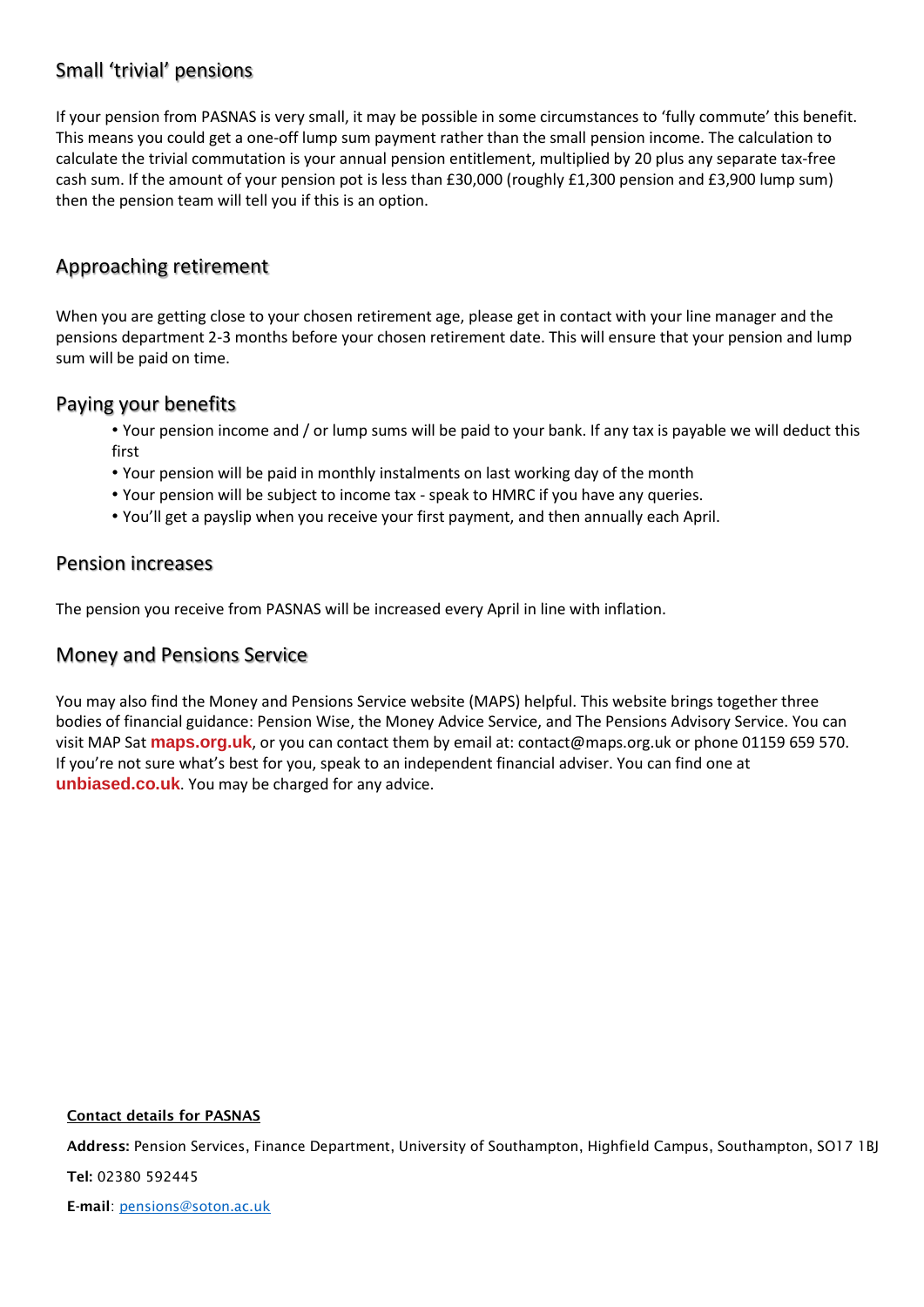## Small 'trivial' pensions

If your pension from PASNAS is very small, it may be possible in some circumstances to 'fully commute' this benefit. This means you could get a one-off lump sum payment rather than the small pension income. The calculation to calculate the trivial commutation is your annual pension entitlement, multiplied by 20 plus any separate tax-free cash sum. If the amount of your pension pot is less than £30,000 (roughly £1,300 pension and £3,900 lump sum) then the pension team will tell you if this is an option.

## Approaching retirement

When you are getting close to your chosen retirement age, please get in contact with your line manager and the pensions department 2-3 months before your chosen retirement date. This will ensure that your pension and lump sum will be paid on time.

## Paying your benefits

- Your pension income and / or lump sums will be paid to your bank. If any tax is payable we will deduct this first
- Your pension will be paid in monthly instalments on last working day of the month
- Your pension will be subject to income tax - speak to HMRC if you have any queries.
- You'll get a payslip when you receive your first payment, and then annually each April.

## Pension increases

The pension you receive from PASNAS will be increased every April in line with inflation.

## Money and Pensions Service

You may also find the Money and Pensions Service website (MAPS) helpful. This website brings together three bodies of financial guidance: Pension Wise, the Money Advice Service, and The Pensions Advisory Service. You can visit MAP Sat **maps.org.uk**, or you can contact them by email at: contact@maps.org.uk or phone 01159 659 570. If you're not sure what's best for you, speak to an independent financial adviser. You can find one at **unbiased.co.uk**. You may be charged for any advice.

**Contact details for PASNAS**

**Address:** Pension Services, Finance Department, University of Southampton, Highfield Campus, Southampton, SO17 1BJ

**Tel:** 02380 592445

**E-mail**: pensions@soton.ac.uk